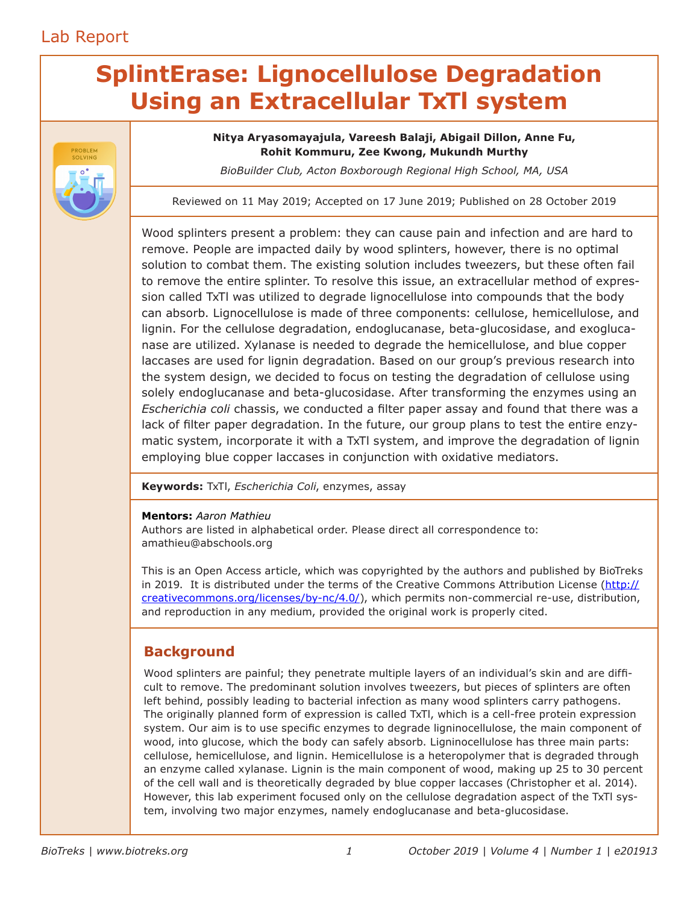Lab Report

# SplintErase: Lignocellulose Degradation Using an Extracellular TxTl system

**Nitya Aryasomayajula, Vareesh Balaji, Abigail Dillon, Anne Fu, Rohit Kommuru, Zee Kwong, Mukundh Murthy**

*BioBuilder Club, Acton Boxborough Regional High School, MA, USA*

Reviewed on 11 May 2019; Accepted on 17 June 2019; Published on 28 October 2019

Wood splinters present a problem: they can cause pain and infection and are hard to remove. People are impacted daily by wood splinters, however, there is no optimal solution to combat them. The existing solution includes tweezers, but these often fail to remove the entire splinter. To resolve this issue, an extracellular method of expression called TxTl was utilized to degrade lignocellulose into compounds that the body can absorb. Lignocellulose is made of three components: cellulose, hemicellulose, and lignin. For the cellulose degradation, endoglucanase, beta-glucosidase, and exoglucanase are utilized. Xylanase is needed to degrade the hemicellulose, and blue copper laccases are used for lignin degradation. Based on our group's previous research into the system design, we decided to focus on testing the degradation of cellulose using solely endoglucanase and beta-glucosidase. After transforming the enzymes using an *Escherichia coli* chassis, we conducted a filter paper assay and found that there was a lack of filter paper degradation. In the future, our group plans to test the entire enzymatic system, incorporate it with a TxTl system, and improve the degradation of lignin employing blue copper laccases in conjunction with oxidative mediators.

**Keywords:** TxTl, *Escherichia Coli*, enzymes, assay

**Mentors:** *Aaron Mathieu*
Authors are listed in alphabetical order. Please direct all correspondence to: amathieu@abschools.org

This is an Open Access article, which was copyrighted by the authors and published by BioTreks in 2019. It is distributed under the terms of the Creative Commons Attribution License (http://creativecommons.org/licenses/by-nc/4.0/), which permits non-commercial re-use, distribution, and reproduction in any medium, provided the original work is properly cited.

## Background

Wood splinters are painful; they penetrate multiple layers of an individual's skin and are difficult to remove. The predominant solution involves tweezers, but pieces of splinters are often left behind, possibly leading to bacterial infection as many wood splinters carry pathogens. The originally planned form of expression is called TxTl, which is a cell-free protein expression system. Our aim is to use specific enzymes to degrade ligninocellulose, the main component of wood, into glucose, which the body can safely absorb. Ligninocellulose has three main parts: cellulose, hemicellulose, and lignin. Hemicellulose is a heteropolymer that is degraded through an enzyme called xylanase. Lignin is the main component of wood, making up 25 to 30 percent of the cell wall and is theoretically degraded by blue copper laccases (Christopher et al. 2014). However, this lab experiment focused only on the cellulose degradation aspect of the TxTl system, involving two major enzymes, namely endoglucanase and beta-glucosidase.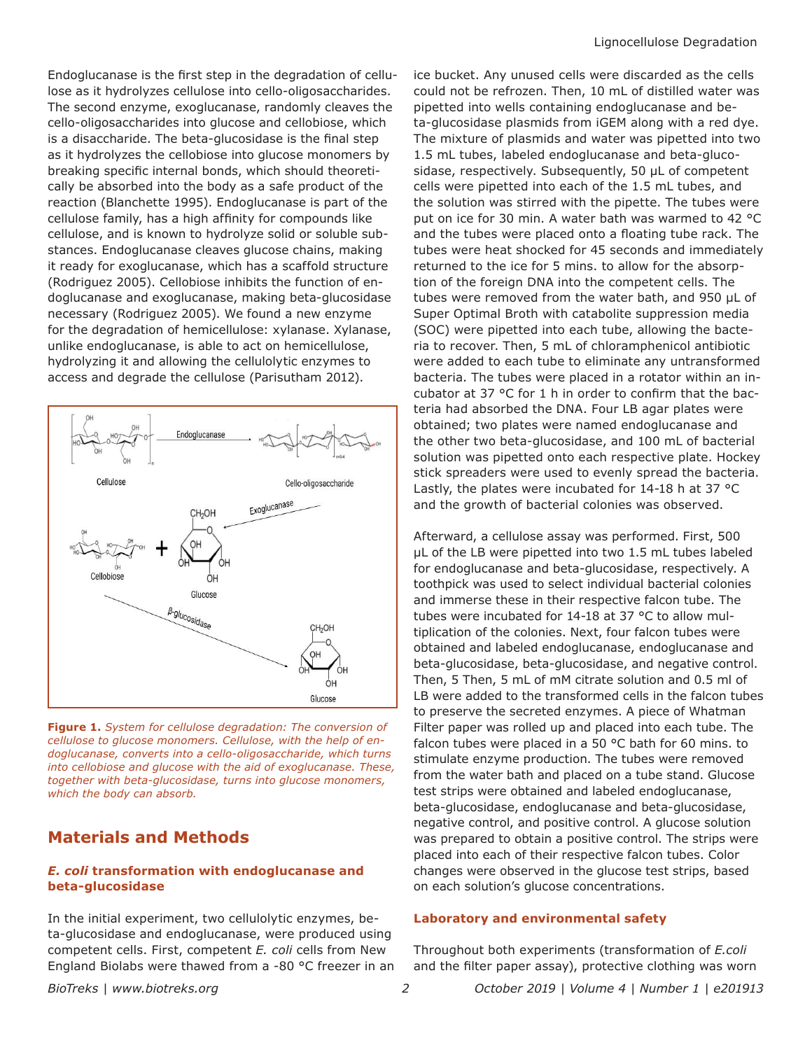Endoglucanase is the first step in the degradation of cellulose as it hydrolyzes cellulose into cello-oligosaccharides. The second enzyme, exoglucanase, randomly cleaves the cello-oligosaccharides into glucose and cellobiose, which is a disaccharide. The beta-glucosidase is the final step as it hydrolyzes the cellobiose into glucose monomers by breaking specific internal bonds, which should theoretically be absorbed into the body as a safe product of the reaction (Blanchette 1995). Endoglucanase is part of the cellulose family, has a high affinity for compounds like cellulose, and is known to hydrolyze solid or soluble substances. Endoglucanase cleaves glucose chains, making it ready for exoglucanase, which has a scaffold structure (Rodriguez 2005). Cellobiose inhibits the function of endoglucanase and exoglucanase, making beta-glucosidase necessary (Rodriguez 2005). We found a new enzyme for the degradation of hemicellulose: xylanase. Xylanase, unlike endoglucanase, is able to act on hemicellulose, hydrolyzing it and allowing the cellulolytic enzymes to access and degrade the cellulose (Parisutham 2012).

Cellulose
Endoglucanase
Cello-oligosaccharide
Exoglucanase
Cellobiose
Glucose
β-glucosidase
Glucose

**Figure 1.** *System for cellulose degradation: The conversion of cellulose to glucose monomers. Cellulose, with the help of endoglucanase, converts into a cello-oligosaccharide, which turns into cellobiose and glucose with the aid of exoglucanase. These, together with beta-glucosidase, turns into glucose monomers, which the body can absorb.*

## Materials and Methods

### *E. coli* transformation with endoglucanase and beta-glucosidase

In the initial experiment, two cellulolytic enzymes, beta-glucosidase and endoglucanase, were produced using competent cells. First, competent *E. coli* cells from New England Biolabs were thawed from a -80 °C freezer in an ice bucket. Any unused cells were discarded as the cells could not be refrozen. Then, 10 mL of distilled water was pipetted into wells containing endoglucanase and beta-glucosidase plasmids from iGEM along with a red dye. The mixture of plasmids and water was pipetted into two 1.5 mL tubes, labeled endoglucanase and beta-glucosidase, respectively. Subsequently, 50 μL of competent cells were pipetted into each of the 1.5 mL tubes, and the solution was stirred with the pipette. The tubes were put on ice for 30 min. A water bath was warmed to 42 °C and the tubes were placed onto a floating tube rack. The tubes were heat shocked for 45 seconds and immediately returned to the ice for 5 mins. to allow for the absorption of the foreign DNA into the competent cells. The tubes were removed from the water bath, and 950 μL of Super Optimal Broth with catabolite suppression media (SOC) were pipetted into each tube, allowing the bacteria to recover. Then, 5 mL of chloramphenicol antibiotic were added to each tube to eliminate any untransformed bacteria. The tubes were placed in a rotator within an incubator at 37 °C for 1 h in order to confirm that the bacteria had absorbed the DNA. Four LB agar plates were obtained; two plates were named endoglucanase and the other two beta-glucosidase, and 100 mL of bacterial solution was pipetted onto each respective plate. Hockey stick spreaders were used to evenly spread the bacteria. Lastly, the plates were incubated for 14-18 h at 37 °C and the growth of bacterial colonies was observed.

Afterward, a cellulose assay was performed. First, 500 μL of the LB were pipetted into two 1.5 mL tubes labeled for endoglucanase and beta-glucosidase, respectively. A toothpick was used to select individual bacterial colonies and immerse these in their respective falcon tube. The tubes were incubated for 14-18 at 37 °C to allow multiplication of the colonies. Next, four falcon tubes were obtained and labeled endoglucanase, endoglucanase and beta-glucosidase, beta-glucosidase, and negative control. Then, 5 Then, 5 mL of mM citrate solution and 0.5 ml of LB were added to the transformed cells in the falcon tubes to preserve the secreted enzymes. A piece of Whatman Filter paper was rolled up and placed into each tube. The falcon tubes were placed in a 50 °C bath for 60 mins. to stimulate enzyme production. The tubes were removed from the water bath and placed on a tube stand. Glucose test strips were obtained and labeled endoglucanase, beta-glucosidase, endoglucanase and beta-glucosidase, negative control, and positive control. A glucose solution was prepared to obtain a positive control. The strips were placed into each of their respective falcon tubes. Color changes were observed in the glucose test strips, based on each solution's glucose concentrations.

### Laboratory and environmental safety

Throughout both experiments (transformation of *E.coli* and the filter paper assay), protective clothing was worn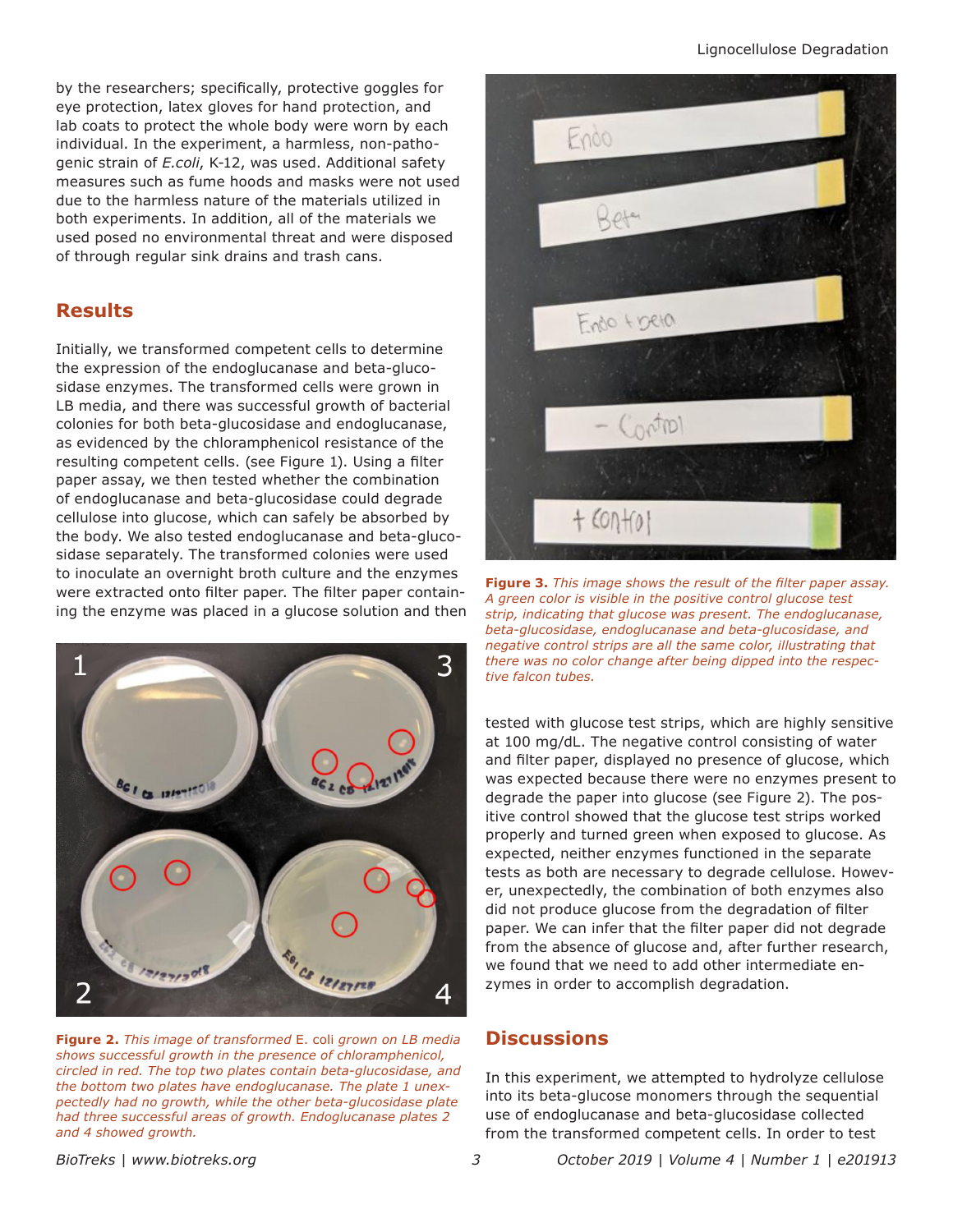by the researchers; specifically, protective goggles for eye protection, latex gloves for hand protection, and lab coats to protect the whole body were worn by each individual. In the experiment, a harmless, non-pathogenic strain of *E.coli*, K-12, was used. Additional safety measures such as fume hoods and masks were not used due to the harmless nature of the materials utilized in both experiments. In addition, all of the materials we used posed no environmental threat and were disposed of through regular sink drains and trash cans.

## Results

Initially, we transformed competent cells to determine the expression of the endoglucanase and beta-glucosidase enzymes. The transformed cells were grown in LB media, and there was successful growth of bacterial colonies for both beta-glucosidase and endoglucanase, as evidenced by the chloramphenicol resistance of the resulting competent cells. (see Figure 1). Using a filter paper assay, we then tested whether the combination of endoglucanase and beta-glucosidase could degrade cellulose into glucose, which can safely be absorbed by the body. We also tested endoglucanase and beta-glucosidase separately. The transformed colonies were used to inoculate an overnight broth culture and the enzymes were extracted onto filter paper. The filter paper containing the enzyme was placed in a glucose solution and then tested with glucose test strips, which are highly sensitive at 100 mg/dL. The negative control consisting of water and filter paper, displayed no presence of glucose, which was expected because there were no enzymes present to degrade the paper into glucose (see Figure 2). The positive control showed that the glucose test strips worked properly and turned green when exposed to glucose. As expected, neither enzymes functioned in the separate tests as both are necessary to degrade cellulose. However, unexpectedly, the combination of both enzymes also did not produce glucose from the degradation of filter paper. We can infer that the filter paper did not degrade from the absence of glucose and, after further research, we found that we need to add other intermediate enzymes in order to accomplish degradation.

**Figure 2.** *This image of transformed* E. coli *grown on LB media shows successful growth in the presence of chloramphenicol, circled in red. The top two plates contain beta-glucosidase, and the bottom two plates have endoglucanase. The plate 1 unexpectedly had no growth, while the other beta-glucosidase plate had three successful areas of growth. Endoglucanase plates 2 and 4 showed growth.*

**Figure 3.** *This image shows the result of the filter paper assay. A green color is visible in the positive control glucose test strip, indicating that glucose was present. The endoglucanase, beta-glucosidase, endoglucanase and beta-glucosidase, and negative control strips are all the same color, illustrating that there was no color change after being dipped into the respective falcon tubes.*

## Discussions

In this experiment, we attempted to hydrolyze cellulose into its beta-glucose monomers through the sequential use of endoglucanase and beta-glucosidase collected from the transformed competent cells. In order to test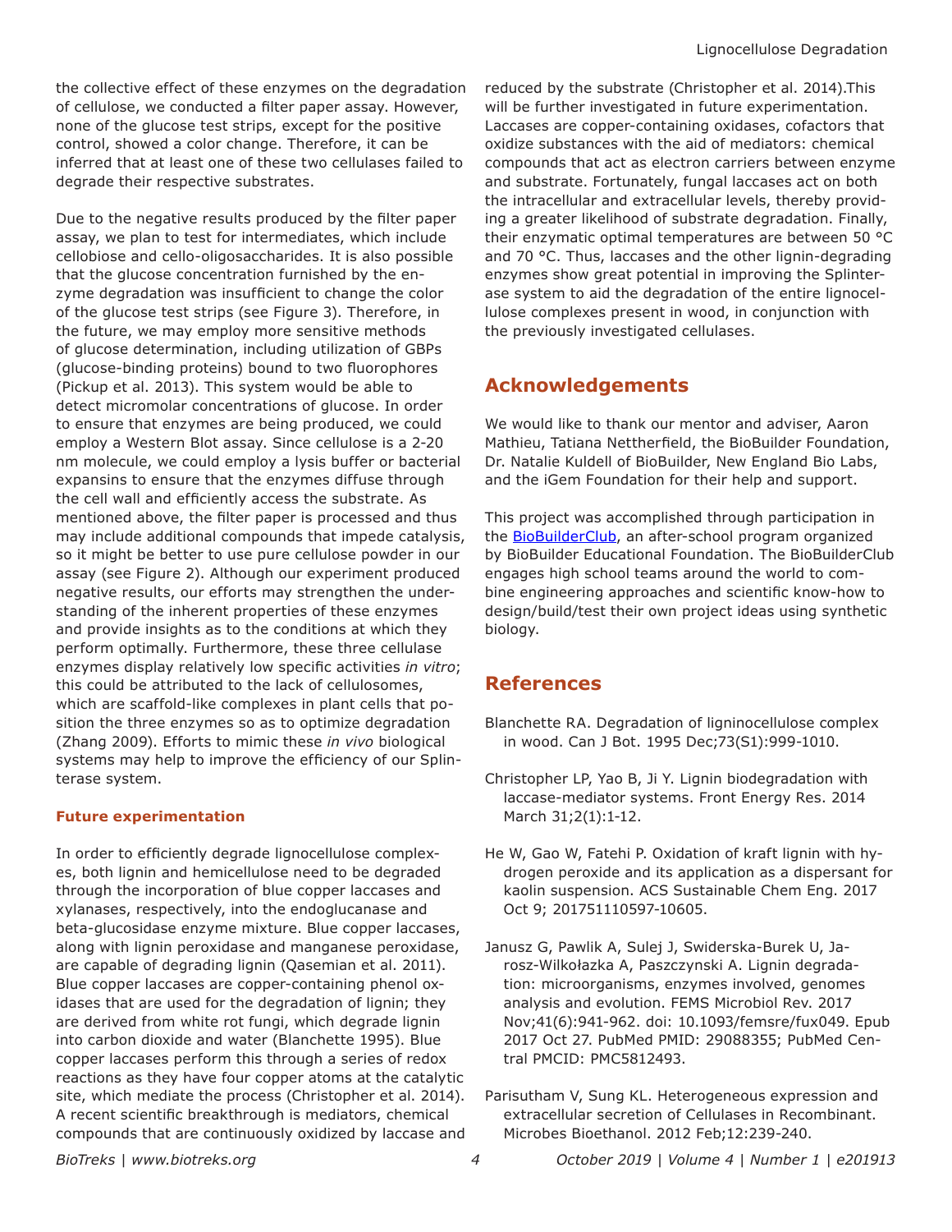the collective effect of these enzymes on the degradation of cellulose, we conducted a filter paper assay. However, none of the glucose test strips, except for the positive control, showed a color change. Therefore, it can be inferred that at least one of these two cellulases failed to degrade their respective substrates.

Due to the negative results produced by the filter paper assay, we plan to test for intermediates, which include cellobiose and cello-oligosaccharides. It is also possible that the glucose concentration furnished by the enzyme degradation was insufficient to change the color of the glucose test strips (see Figure 3). Therefore, in the future, we may employ more sensitive methods of glucose determination, including utilization of GBPs (glucose-binding proteins) bound to two fluorophores (Pickup et al. 2013). This system would be able to detect micromolar concentrations of glucose. In order to ensure that enzymes are being produced, we could employ a Western Blot assay. Since cellulose is a 2-20 nm molecule, we could employ a lysis buffer or bacterial expansins to ensure that the enzymes diffuse through the cell wall and efficiently access the substrate. As mentioned above, the filter paper is processed and thus may include additional compounds that impede catalysis, so it might be better to use pure cellulose powder in our assay (see Figure 2). Although our experiment produced negative results, our efforts may strengthen the understanding of the inherent properties of these enzymes and provide insights as to the conditions at which they perform optimally. Furthermore, these three cellulase enzymes display relatively low specific activities *in vitro*; this could be attributed to the lack of cellulosomes, which are scaffold-like complexes in plant cells that position the three enzymes so as to optimize degradation (Zhang 2009). Efforts to mimic these *in vivo* biological systems may help to improve the efficiency of our Splinterase system.

### Future experimentation

In order to efficiently degrade lignocellulose complexes, both lignin and hemicellulose need to be degraded through the incorporation of blue copper laccases and xylanases, respectively, into the endoglucanase and beta-glucosidase enzyme mixture. Blue copper laccases, along with lignin peroxidase and manganese peroxidase, are capable of degrading lignin (Qasemian et al. 2011). Blue copper laccases are copper-containing phenol oxidases that are used for the degradation of lignin; they are derived from white rot fungi, which degrade lignin into carbon dioxide and water (Blanchette 1995). Blue copper laccases perform this through a series of redox reactions as they have four copper atoms at the catalytic site, which mediate the process (Christopher et al. 2014). A recent scientific breakthrough is mediators, chemical compounds that are continuously oxidized by laccase and reduced by the substrate (Christopher et al. 2014).This will be further investigated in future experimentation. Laccases are copper-containing oxidases, cofactors that oxidize substances with the aid of mediators: chemical compounds that act as electron carriers between enzyme and substrate. Fortunately, fungal laccases act on both the intracellular and extracellular levels, thereby providing a greater likelihood of substrate degradation. Finally, their enzymatic optimal temperatures are between 50 °C and 70 °C. Thus, laccases and the other lignin-degrading enzymes show great potential in improving the Splinterase system to aid the degradation of the entire lignocellulose complexes present in wood, in conjunction with the previously investigated cellulases.

## Acknowledgements

We would like to thank our mentor and adviser, Aaron Mathieu, Tatiana Nettherfield, the BioBuilder Foundation, Dr. Natalie Kuldell of BioBuilder, New England Bio Labs, and the iGem Foundation for their help and support.

This project was accomplished through participation in the BioBuilderClub, an after-school program organized by BioBuilder Educational Foundation. The BioBuilderClub engages high school teams around the world to combine engineering approaches and scientific know-how to design/build/test their own project ideas using synthetic biology.

## References

Blanchette RA. Degradation of ligninocellulose complex in wood. Can J Bot. 1995 Dec;73(S1):999-1010.

Christopher LP, Yao B, Ji Y. Lignin biodegradation with laccase-mediator systems. Front Energy Res. 2014 March 31;2(1):1-12.

He W, Gao W, Fatehi P. Oxidation of kraft lignin with hydrogen peroxide and its application as a dispersant for kaolin suspension. ACS Sustainable Chem Eng. 2017 Oct 9; 201751110597-10605.

Janusz G, Pawlik A, Sulej J, Swiderska-Burek U, Jarosz-Wilkołazka A, Paszczynski A. Lignin degradation: microorganisms, enzymes involved, genomes analysis and evolution. FEMS Microbiol Rev. 2017 Nov;41(6):941-962. doi: 10.1093/femsre/fux049. Epub 2017 Oct 27. PubMed PMID: 29088355; PubMed Central PMCID: PMC5812493.

Parisutham V, Sung KL. Heterogeneous expression and extracellular secretion of Cellulases in Recombinant. Microbes Bioethanol. 2012 Feb;12:239-240.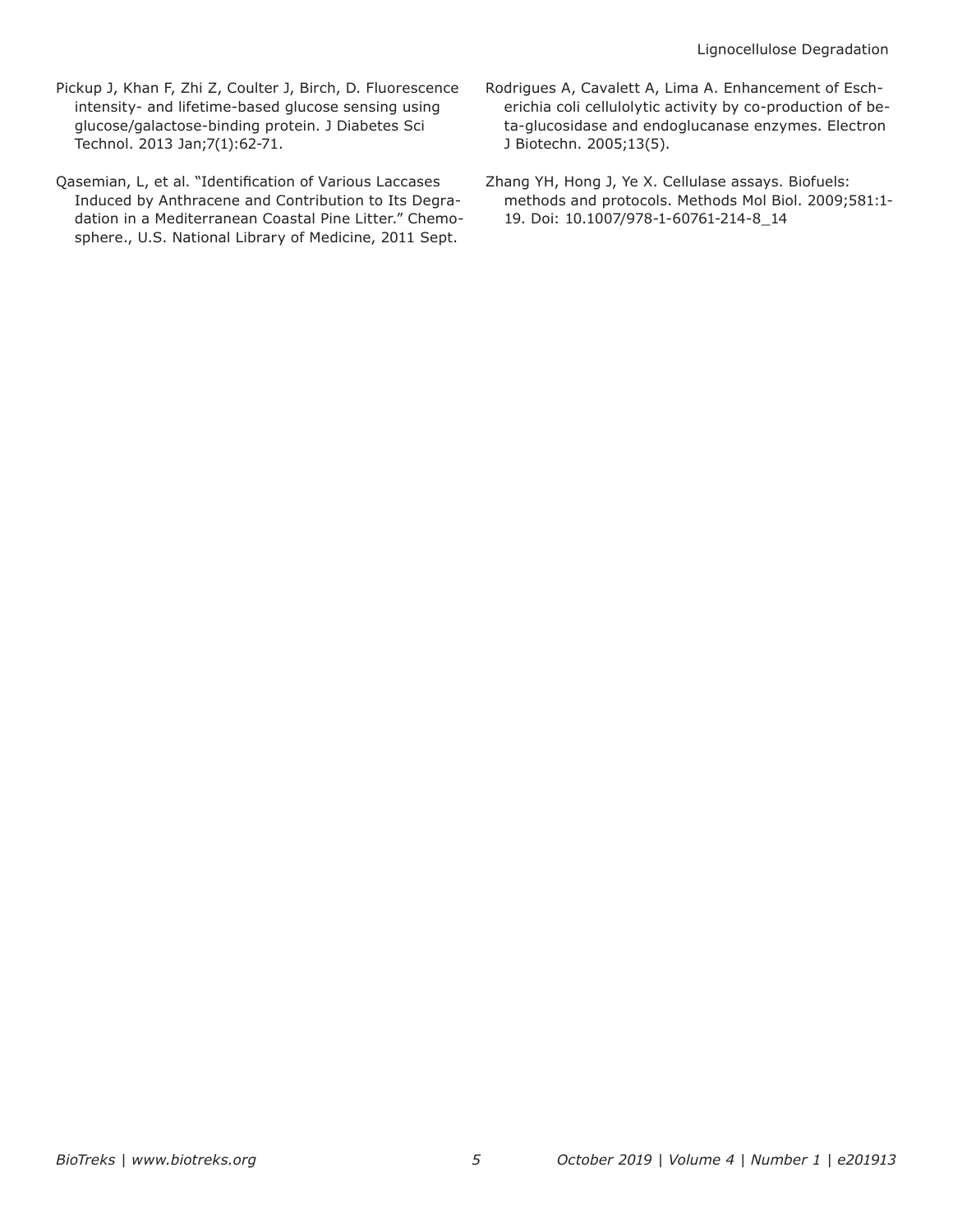Pickup J, Khan F, Zhi Z, Coulter J, Birch, D. Fluorescence intensity- and lifetime-based glucose sensing using glucose/galactose-binding protein. J Diabetes Sci Technol. 2013 Jan;7(1):62-71.

Qasemian, L, et al. "Identification of Various Laccases Induced by Anthracene and Contribution to Its Degradation in a Mediterranean Coastal Pine Litter." Chemosphere., U.S. National Library of Medicine, 2011 Sept.

Rodrigues A, Cavalett A, Lima A. Enhancement of Escherichia coli cellulolytic activity by co-production of beta-glucosidase and endoglucanase enzymes. Electron J Biotechn. 2005;13(5).

Zhang YH, Hong J, Ye X. Cellulase assays. Biofuels: methods and protocols. Methods Mol Biol. 2009;581:1-19. Doi: 10.1007/978-1-60761-214-8_14